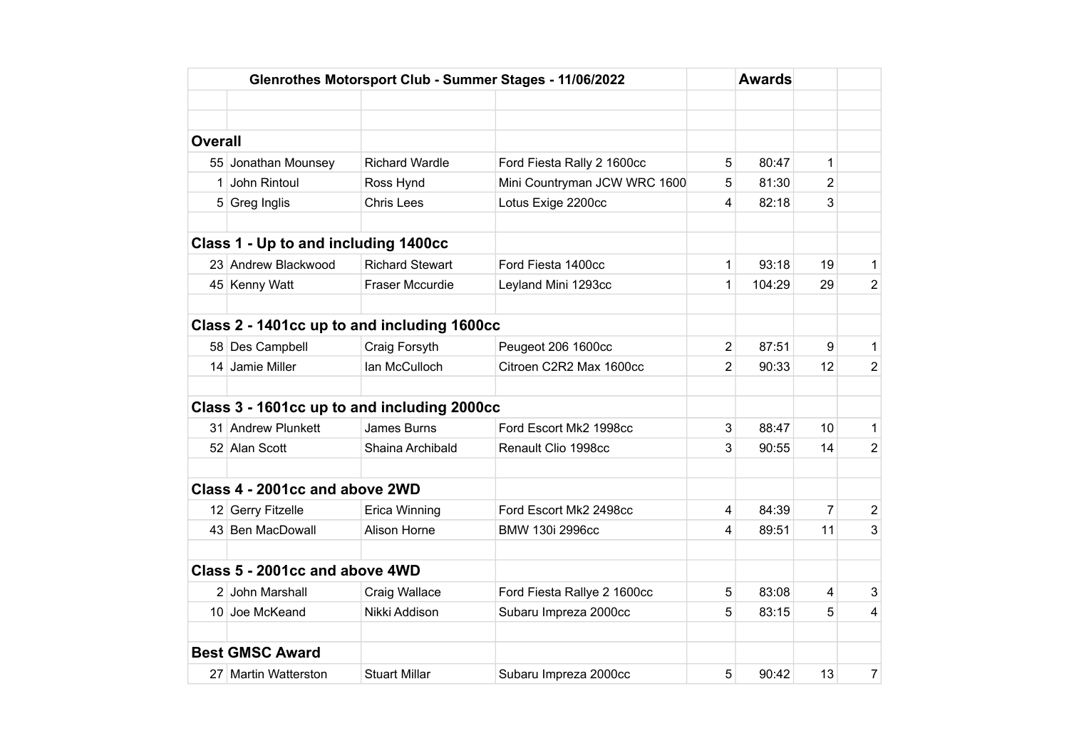| Glenrothes Motorsport Club - Summer Stages - 11/06/2022 | | | | | Awards | | |
|---|---|---|---|---|---|---|---|
| | | | | | | | |
| | | | | | | | |
| **Overall** | | | | | | | |
| 55 | Jonathan Mounsey | Richard Wardle | Ford Fiesta Rally 2 1600cc | 5 | 80:47 | 1 | |
| 1 | John Rintoul | Ross Hynd | Mini Countryman JCW WRC 1600 | 5 | 81:30 | 2 | |
| 5 | Greg Inglis | Chris Lees | Lotus Exige 2200cc | 4 | 82:18 | 3 | |
| | | | | | | | |
| **Class 1 - Up to and including 1400cc** | | | | | | | |
| 23 | Andrew Blackwood | Richard Stewart | Ford Fiesta 1400cc | 1 | 93:18 | 19 | 1 |
| 45 | Kenny Watt | Fraser Mccurdie | Leyland Mini 1293cc | 1 | 104:29 | 29 | 2 |
| | | | | | | | |
| **Class 2 - 1401cc up to and including 1600cc** | | | | | | | |
| 58 | Des Campbell | Craig Forsyth | Peugeot 206 1600cc | 2 | 87:51 | 9 | 1 |
| 14 | Jamie Miller | Ian McCulloch | Citroen C2R2 Max 1600cc | 2 | 90:33 | 12 | 2 |
| | | | | | | | |
| **Class 3 - 1601cc up to and including 2000cc** | | | | | | | |
| 31 | Andrew Plunkett | James Burns | Ford Escort Mk2 1998cc | 3 | 88:47 | 10 | 1 |
| 52 | Alan Scott | Shaina Archibald | Renault Clio 1998cc | 3 | 90:55 | 14 | 2 |
| | | | | | | | |
| **Class 4 - 2001cc and above 2WD** | | | | | | | |
| 12 | Gerry Fitzelle | Erica Winning | Ford Escort Mk2 2498cc | 4 | 84:39 | 7 | 2 |
| 43 | Ben MacDowall | Alison Horne | BMW 130i 2996cc | 4 | 89:51 | 11 | 3 |
| | | | | | | | |
| **Class 5 - 2001cc and above 4WD** | | | | | | | |
| 2 | John Marshall | Craig Wallace | Ford Fiesta Rallye 2 1600cc | 5 | 83:08 | 4 | 3 |
| 10 | Joe McKeand | Nikki Addison | Subaru Impreza 2000cc | 5 | 83:15 | 5 | 4 |
| | | | | | | | |
| **Best GMSC Award** | | | | | | | |
| 27 | Martin Watterston | Stuart Millar | Subaru Impreza 2000cc | 5 | 90:42 | 13 | 7 |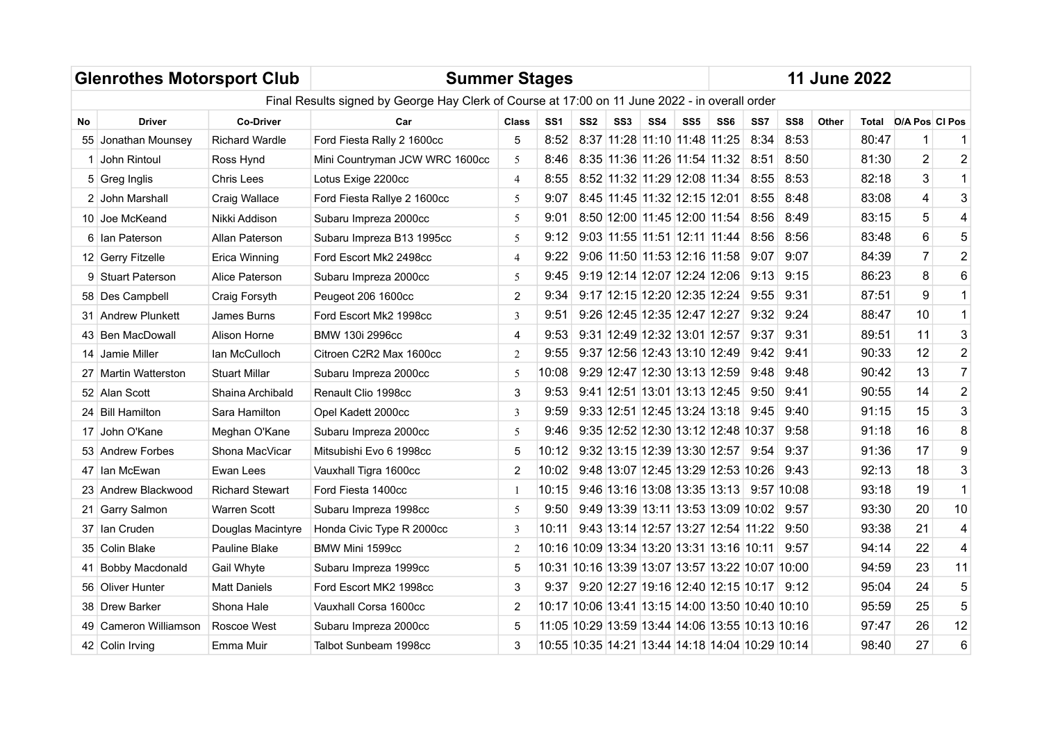| Glenrothes Motorsport Club | | | Summer Stages | | | | | | | | | | | | 11 June 2022 | | |
|---|---|---|---|---|---|---|---|---|---|---|---|---|---|---|---|---|---|
| Final Results signed by George Hay Clerk of Course at 17:00 on 11 June 2022 - in overall order | | | | | | | | | | | | | | | | | |
| **No** | **Driver** | **Co-Driver** | **Car** | **Class** | **SS1** | **SS2** | **SS3** | **SS4** | **SS5** | **SS6** | **SS7** | **SS8** | **Other** | **Total** | **O/A Pos** | **Cl Pos** | |
| 55 | Jonathan Mounsey | Richard Wardle | Ford Fiesta Rally 2 1600cc | 5 | 8:52 | 8:37 | 11:28 | 11:10 | 11:48 | 11:25 | 8:34 | 8:53 | | 80:47 | 1 | 1 | |
| 1 | John Rintoul | Ross Hynd | Mini Countryman JCW WRC 1600cc | 5 | 8:46 | 8:35 | 11:36 | 11:26 | 11:54 | 11:32 | 8:51 | 8:50 | | 81:30 | 2 | 2 | |
| 5 | Greg Inglis | Chris Lees | Lotus Exige 2200cc | 4 | 8:55 | 8:52 | 11:32 | 11:29 | 12:08 | 11:34 | 8:55 | 8:53 | | 82:18 | 3 | 1 | |
| 2 | John Marshall | Craig Wallace | Ford Fiesta Rallye 2 1600cc | 5 | 9:07 | 8:45 | 11:45 | 11:32 | 12:15 | 12:01 | 8:55 | 8:48 | | 83:08 | 4 | 3 | |
| 10 | Joe McKeand | Nikki Addison | Subaru Impreza 2000cc | 5 | 9:01 | 8:50 | 12:00 | 11:45 | 12:00 | 11:54 | 8:56 | 8:49 | | 83:15 | 5 | 4 | |
| 6 | Ian Paterson | Allan Paterson | Subaru Impreza B13 1995cc | 5 | 9:12 | 9:03 | 11:55 | 11:51 | 12:11 | 11:44 | 8:56 | 8:56 | | 83:48 | 6 | 5 | |
| 12 | Gerry Fitzelle | Erica Winning | Ford Escort Mk2 2498cc | 4 | 9:22 | 9:06 | 11:50 | 11:53 | 12:16 | 11:58 | 9:07 | 9:07 | | 84:39 | 7 | 2 | |
| 9 | Stuart Paterson | Alice Paterson | Subaru Impreza 2000cc | 5 | 9:45 | 9:19 | 12:14 | 12:07 | 12:24 | 12:06 | 9:13 | 9:15 | | 86:23 | 8 | 6 | |
| 58 | Des Campbell | Craig Forsyth | Peugeot 206 1600cc | 2 | 9:34 | 9:17 | 12:15 | 12:20 | 12:35 | 12:24 | 9:55 | 9:31 | | 87:51 | 9 | 1 | |
| 31 | Andrew Plunkett | James Burns | Ford Escort Mk2 1998cc | 3 | 9:51 | 9:26 | 12:45 | 12:35 | 12:47 | 12:27 | 9:32 | 9:24 | | 88:47 | 10 | 1 | |
| 43 | Ben MacDowall | Alison Horne | BMW 130i 2996cc | 4 | 9:53 | 9:31 | 12:49 | 12:32 | 13:01 | 12:57 | 9:37 | 9:31 | | 89:51 | 11 | 3 | |
| 14 | Jamie Miller | Ian McCulloch | Citroen C2R2 Max 1600cc | 2 | 9:55 | 9:37 | 12:56 | 12:43 | 13:10 | 12:49 | 9:42 | 9:41 | | 90:33 | 12 | 2 | |
| 27 | Martin Watterston | Stuart Millar | Subaru Impreza 2000cc | 5 | 10:08 | 9:29 | 12:47 | 12:30 | 13:13 | 12:59 | 9:48 | 9:48 | | 90:42 | 13 | 7 | |
| 52 | Alan Scott | Shaina Archibald | Renault Clio 1998cc | 3 | 9:53 | 9:41 | 12:51 | 13:01 | 13:13 | 12:45 | 9:50 | 9:41 | | 90:55 | 14 | 2 | |
| 24 | Bill Hamilton | Sara Hamilton | Opel Kadett 2000cc | 3 | 9:59 | 9:33 | 12:51 | 12:45 | 13:24 | 13:18 | 9:45 | 9:40 | | 91:15 | 15 | 3 | |
| 17 | John O'Kane | Meghan O'Kane | Subaru Impreza 2000cc | 5 | 9:46 | 9:35 | 12:52 | 12:30 | 13:12 | 12:48 | 10:37 | 9:58 | | 91:18 | 16 | 8 | |
| 53 | Andrew Forbes | Shona MacVicar | Mitsubishi Evo 6 1998cc | 5 | 10:12 | 9:32 | 13:15 | 12:39 | 13:30 | 12:57 | 9:54 | 9:37 | | 91:36 | 17 | 9 | |
| 47 | Ian McEwan | Ewan Lees | Vauxhall Tigra 1600cc | 2 | 10:02 | 9:48 | 13:07 | 12:45 | 13:29 | 12:53 | 10:26 | 9:43 | | 92:13 | 18 | 3 | |
| 23 | Andrew Blackwood | Richard Stewart | Ford Fiesta 1400cc | 1 | 10:15 | 9:46 | 13:16 | 13:08 | 13:35 | 13:13 | 9:57 | 10:08 | | 93:18 | 19 | 1 | |
| 21 | Garry Salmon | Warren Scott | Subaru Impreza 1998cc | 5 | 9:50 | 9:49 | 13:39 | 13:11 | 13:53 | 13:09 | 10:02 | 9:57 | | 93:30 | 20 | 10 | |
| 37 | Ian Cruden | Douglas Macintyre | Honda Civic Type R 2000cc | 3 | 10:11 | 9:43 | 13:14 | 12:57 | 13:27 | 12:54 | 11:22 | 9:50 | | 93:38 | 21 | 4 | |
| 35 | Colin Blake | Pauline Blake | BMW Mini 1599cc | 2 | 10:16 | 10:09 | 13:34 | 13:20 | 13:31 | 13:16 | 10:11 | 9:57 | | 94:14 | 22 | 4 | |
| 41 | Bobby Macdonald | Gail Whyte | Subaru Impreza 1999cc | 5 | 10:31 | 10:16 | 13:39 | 13:07 | 13:57 | 13:22 | 10:07 | 10:00 | | 94:59 | 23 | 11 | |
| 56 | Oliver Hunter | Matt Daniels | Ford Escort MK2 1998cc | 3 | 9:37 | 9:20 | 12:27 | 19:16 | 12:40 | 12:15 | 10:17 | 9:12 | | 95:04 | 24 | 5 | |
| 38 | Drew Barker | Shona Hale | Vauxhall Corsa 1600cc | 2 | 10:17 | 10:06 | 13:41 | 13:15 | 14:00 | 13:50 | 10:40 | 10:10 | | 95:59 | 25 | 5 | |
| 49 | Cameron Williamson | Roscoe West | Subaru Impreza 2000cc | 5 | 11:05 | 10:29 | 13:59 | 13:44 | 14:06 | 13:55 | 10:13 | 10:16 | | 97:47 | 26 | 12 | |
| 42 | Colin Irving | Emma Muir | Talbot Sunbeam 1998cc | 3 | 10:55 | 10:35 | 14:21 | 13:44 | 14:18 | 14:04 | 10:29 | 10:14 | | 98:40 | 27 | 6 | |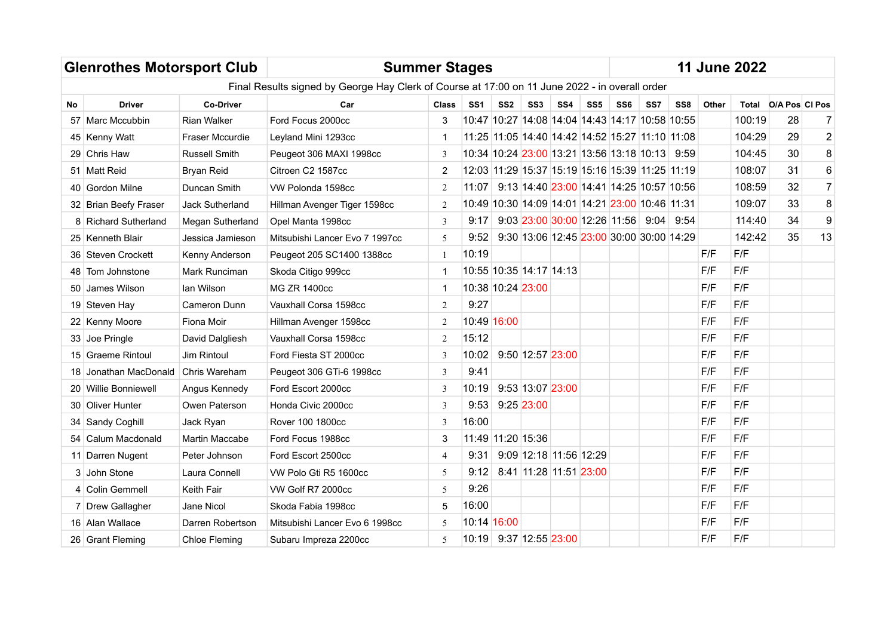| Glenrothes Motorsport Club | | | Summer Stages | | | | | | | | | | | 11 June 2022 | | |
|---|---|---|---|---|---|---|---|---|---|---|---|---|---|---|---|---|
| Final Results signed by George Hay Clerk of Course at 17:00 on 11 June 2022 - in overall order | | | | | | | | | | | | | | | | |
| No | Driver | Co-Driver | Car | Class | SS1 | SS2 | SS3 | SS4 | SS5 | SS6 | SS7 | SS8 | Other | Total | O/A Pos | Cl Pos |
| 57 | Marc Mccubbin | Rian Walker | Ford Focus 2000cc | 3 | 10:47 | 10:27 | 14:08 | 14:04 | 14:43 | 14:17 | 10:58 | 10:55 | | 100:19 | 28 | 7 |
| 45 | Kenny Watt | Fraser Mccurdie | Leyland Mini 1293cc | 1 | 11:25 | 11:05 | 14:40 | 14:42 | 14:52 | 15:27 | 11:10 | 11:08 | | 104:29 | 29 | 2 |
| 29 | Chris Haw | Russell Smith | Peugeot 306 MAXI 1998cc | 3 | 10:34 | 10:24 | 23:00 | 13:21 | 13:56 | 13:18 | 10:13 | 9:59 | | 104:45 | 30 | 8 |
| 51 | Matt Reid | Bryan Reid | Citroen C2 1587cc | 2 | 12:03 | 11:29 | 15:37 | 15:19 | 15:16 | 15:39 | 11:25 | 11:19 | | 108:07 | 31 | 6 |
| 40 | Gordon Milne | Duncan Smith | VW Polonda 1598cc | 2 | 11:07 | 9:13 | 14:40 | 23:00 | 14:41 | 14:25 | 10:57 | 10:56 | | 108:59 | 32 | 7 |
| 32 | Brian Beefy Fraser | Jack Sutherland | Hillman Avenger Tiger 1598cc | 2 | 10:49 | 10:30 | 14:09 | 14:01 | 14:21 | 23:00 | 10:46 | 11:31 | | 109:07 | 33 | 8 |
| 8 | Richard Sutherland | Megan Sutherland | Opel Manta 1998cc | 3 | 9:17 | 9:03 | 23:00 | 30:00 | 12:26 | 11:56 | 9:04 | 9:54 | | 114:40 | 34 | 9 |
| 25 | Kenneth Blair | Jessica Jamieson | Mitsubishi Lancer Evo 7 1997cc | 5 | 9:52 | 9:30 | 13:06 | 12:45 | 23:00 | 30:00 | 30:00 | 14:29 | | 142:42 | 35 | 13 |
| 36 | Steven Crockett | Kenny Anderson | Peugeot 205 SC1400 1388cc | 1 | 10:19 | | | | | | | | F/F | F/F | | |
| 48 | Tom Johnstone | Mark Runciman | Skoda Citigo 999cc | 1 | 10:55 | 10:35 | 14:17 | 14:13 | | | | | F/F | F/F | | |
| 50 | James Wilson | Ian Wilson | MG ZR 1400cc | 1 | 10:38 | 10:24 | 23:00 | | | | | | F/F | F/F | | |
| 19 | Steven Hay | Cameron Dunn | Vauxhall Corsa 1598cc | 2 | 9:27 | | | | | | | | F/F | F/F | | |
| 22 | Kenny Moore | Fiona Moir | Hillman Avenger 1598cc | 2 | 10:49 | 16:00 | | | | | | | F/F | F/F | | |
| 33 | Joe Pringle | David Dalgliesh | Vauxhall Corsa 1598cc | 2 | 15:12 | | | | | | | | F/F | F/F | | |
| 15 | Graeme Rintoul | Jim Rintoul | Ford Fiesta ST 2000cc | 3 | 10:02 | 9:50 | 12:57 | 23:00 | | | | | F/F | F/F | | |
| 18 | Jonathan MacDonald | Chris Wareham | Peugeot 306 GTi-6 1998cc | 3 | 9:41 | | | | | | | | F/F | F/F | | |
| 20 | Willie Bonniewell | Angus Kennedy | Ford Escort 2000cc | 3 | 10:19 | 9:53 | 13:07 | 23:00 | | | | | F/F | F/F | | |
| 30 | Oliver Hunter | Owen Paterson | Honda Civic 2000cc | 3 | 9:53 | 9:25 | 23:00 | | | | | | F/F | F/F | | |
| 34 | Sandy Coghill | Jack Ryan | Rover 100 1800cc | 3 | 16:00 | | | | | | | | F/F | F/F | | |
| 54 | Calum Macdonald | Martin Maccabe | Ford Focus 1988cc | 3 | 11:49 | 11:20 | 15:36 | | | | | | F/F | F/F | | |
| 11 | Darren Nugent | Peter Johnson | Ford Escort 2500cc | 4 | 9:31 | 9:09 | 12:18 | 11:56 | 12:29 | | | | F/F | F/F | | |
| 3 | John Stone | Laura Connell | VW Polo Gti R5 1600cc | 5 | 9:12 | 8:41 | 11:28 | 11:51 | 23:00 | | | | F/F | F/F | | |
| 4 | Colin Gemmell | Keith Fair | VW Golf R7 2000cc | 5 | 9:26 | | | | | | | | F/F | F/F | | |
| 7 | Drew Gallagher | Jane Nicol | Skoda Fabia 1998cc | 5 | 16:00 | | | | | | | | F/F | F/F | | |
| 16 | Alan Wallace | Darren Robertson | Mitsubishi Lancer Evo 6 1998cc | 5 | 10:14 | 16:00 | | | | | | | F/F | F/F | | |
| 26 | Grant Fleming | Chloe Fleming | Subaru Impreza 2200cc | 5 | 10:19 | 9:37 | 12:55 | 23:00 | | | | | F/F | F/F | | |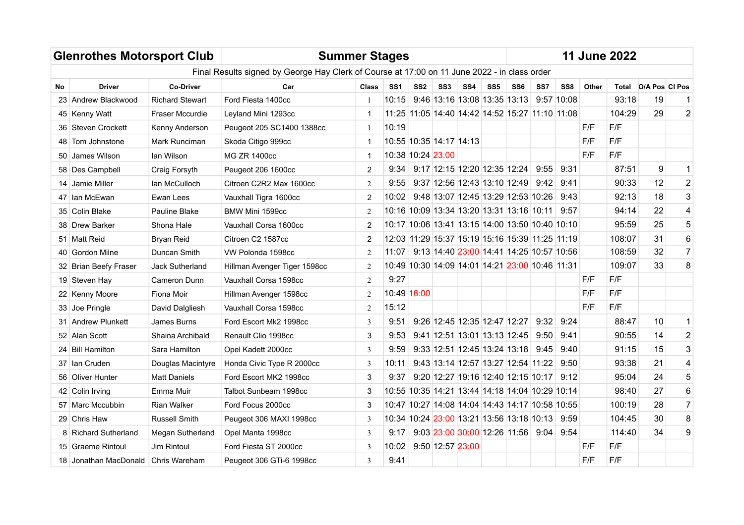| Glenrothes Motorsport Club | | | Summer Stages | | | | | | | | | | 11 June 2022 | | | |
|---|---|---|---|---|---|---|---|---|---|---|---|---|---|---|---|---|
| Final Results signed by George Hay Clerk of Course at 17:00 on 11 June 2022 - in class order | | | | | | | | | | | | | | | | |
| No | Driver | Co-Driver | Car | Class | SS1 | SS2 | SS3 | SS4 | SS5 | SS6 | SS7 | SS8 | Other | Total | O/A Pos | Cl Pos |
| 23 | Andrew Blackwood | Richard Stewart | Ford Fiesta 1400cc | 1 | 10:15 | 9:46 | 13:16 | 13:08 | 13:35 | 13:13 | 9:57 | 10:08 | | 93:18 | 19 | 1 |
| 45 | Kenny Watt | Fraser Mccurdie | Leyland Mini 1293cc | 1 | 11:25 | 11:05 | 14:40 | 14:42 | 14:52 | 15:27 | 11:10 | 11:08 | | 104:29 | 29 | 2 |
| 36 | Steven Crockett | Kenny Anderson | Peugeot 205 SC1400 1388cc | 1 | 10:19 | | | | | | | | F/F | F/F | | |
| 48 | Tom Johnstone | Mark Runciman | Skoda Citigo 999cc | 1 | 10:55 | 10:35 | 14:17 | 14:13 | | | | | F/F | F/F | | |
| 50 | James Wilson | Ian Wilson | MG ZR 1400cc | 1 | 10:38 | 10:24 | 23:00 | | | | | | F/F | F/F | | |
| 58 | Des Campbell | Craig Forsyth | Peugeot 206 1600cc | 2 | 9:34 | 9:17 | 12:15 | 12:20 | 12:35 | 12:24 | 9:55 | 9:31 | | 87:51 | 9 | 1 |
| 14 | Jamie Miller | Ian McCulloch | Citroen C2R2 Max 1600cc | 2 | 9:55 | 9:37 | 12:56 | 12:43 | 13:10 | 12:49 | 9:42 | 9:41 | | 90:33 | 12 | 2 |
| 47 | Ian McEwan | Ewan Lees | Vauxhall Tigra 1600cc | 2 | 10:02 | 9:48 | 13:07 | 12:45 | 13:29 | 12:53 | 10:26 | 9:43 | | 92:13 | 18 | 3 |
| 35 | Colin Blake | Pauline Blake | BMW Mini 1599cc | 2 | 10:16 | 10:09 | 13:34 | 13:20 | 13:31 | 13:16 | 10:11 | 9:57 | | 94:14 | 22 | 4 |
| 38 | Drew Barker | Shona Hale | Vauxhall Corsa 1600cc | 2 | 10:17 | 10:06 | 13:41 | 13:15 | 14:00 | 13:50 | 10:40 | 10:10 | | 95:59 | 25 | 5 |
| 51 | Matt Reid | Bryan Reid | Citroen C2 1587cc | 2 | 12:03 | 11:29 | 15:37 | 15:19 | 15:16 | 15:39 | 11:25 | 11:19 | | 108:07 | 31 | 6 |
| 40 | Gordon Milne | Duncan Smith | VW Polonda 1598cc | 2 | 11:07 | 9:13 | 14:40 | 23:00 | 14:41 | 14:25 | 10:57 | 10:56 | | 108:59 | 32 | 7 |
| 32 | Brian Beefy Fraser | Jack Sutherland | Hillman Avenger Tiger 1598cc | 2 | 10:49 | 10:30 | 14:09 | 14:01 | 14:21 | 23:00 | 10:46 | 11:31 | | 109:07 | 33 | 8 |
| 19 | Steven Hay | Cameron Dunn | Vauxhall Corsa 1598cc | 2 | 9:27 | | | | | | | | F/F | F/F | | |
| 22 | Kenny Moore | Fiona Moir | Hillman Avenger 1598cc | 2 | 10:49 | 16:00 | | | | | | | F/F | F/F | | |
| 33 | Joe Pringle | David Dalgliesh | Vauxhall Corsa 1598cc | 2 | 15:12 | | | | | | | | F/F | F/F | | |
| 31 | Andrew Plunkett | James Burns | Ford Escort Mk2 1998cc | 3 | 9:51 | 9:26 | 12:45 | 12:35 | 12:47 | 12:27 | 9:32 | 9:24 | | 88:47 | 10 | 1 |
| 52 | Alan Scott | Shaina Archibald | Renault Clio 1998cc | 3 | 9:53 | 9:41 | 12:51 | 13:01 | 13:13 | 12:45 | 9:50 | 9:41 | | 90:55 | 14 | 2 |
| 24 | Bill Hamilton | Sara Hamilton | Opel Kadett 2000cc | 3 | 9:59 | 9:33 | 12:51 | 12:45 | 13:24 | 13:18 | 9:45 | 9:40 | | 91:15 | 15 | 3 |
| 37 | Ian Cruden | Douglas Macintyre | Honda Civic Type R 2000cc | 3 | 10:11 | 9:43 | 13:14 | 12:57 | 13:27 | 12:54 | 11:22 | 9:50 | | 93:38 | 21 | 4 |
| 56 | Oliver Hunter | Matt Daniels | Ford Escort MK2 1998cc | 3 | 9:37 | 9:20 | 12:27 | 19:16 | 12:40 | 12:15 | 10:17 | 9:12 | | 95:04 | 24 | 5 |
| 42 | Colin Irving | Emma Muir | Talbot Sunbeam 1998cc | 3 | 10:55 | 10:35 | 14:21 | 13:44 | 14:18 | 14:04 | 10:29 | 10:14 | | 98:40 | 27 | 6 |
| 57 | Marc Mccubbin | Rian Walker | Ford Focus 2000cc | 3 | 10:47 | 10:27 | 14:08 | 14:04 | 14:43 | 14:17 | 10:58 | 10:55 | | 100:19 | 28 | 7 |
| 29 | Chris Haw | Russell Smith | Peugeot 306 MAXI 1998cc | 3 | 10:34 | 10:24 | 23:00 | 13:21 | 13:56 | 13:18 | 10:13 | 9:59 | | 104:45 | 30 | 8 |
| 8 | Richard Sutherland | Megan Sutherland | Opel Manta 1998cc | 3 | 9:17 | 9:03 | 23:00 | 30:00 | 12:26 | 11:56 | 9:04 | 9:54 | | 114:40 | 34 | 9 |
| 15 | Graeme Rintoul | Jim Rintoul | Ford Fiesta ST 2000cc | 3 | 10:02 | 9:50 | 12:57 | 23:00 | | | | | F/F | F/F | | |
| 18 | Jonathan MacDonald | Chris Wareham | Peugeot 306 GTi-6 1998cc | 3 | 9:41 | | | | | | | | F/F | F/F | | |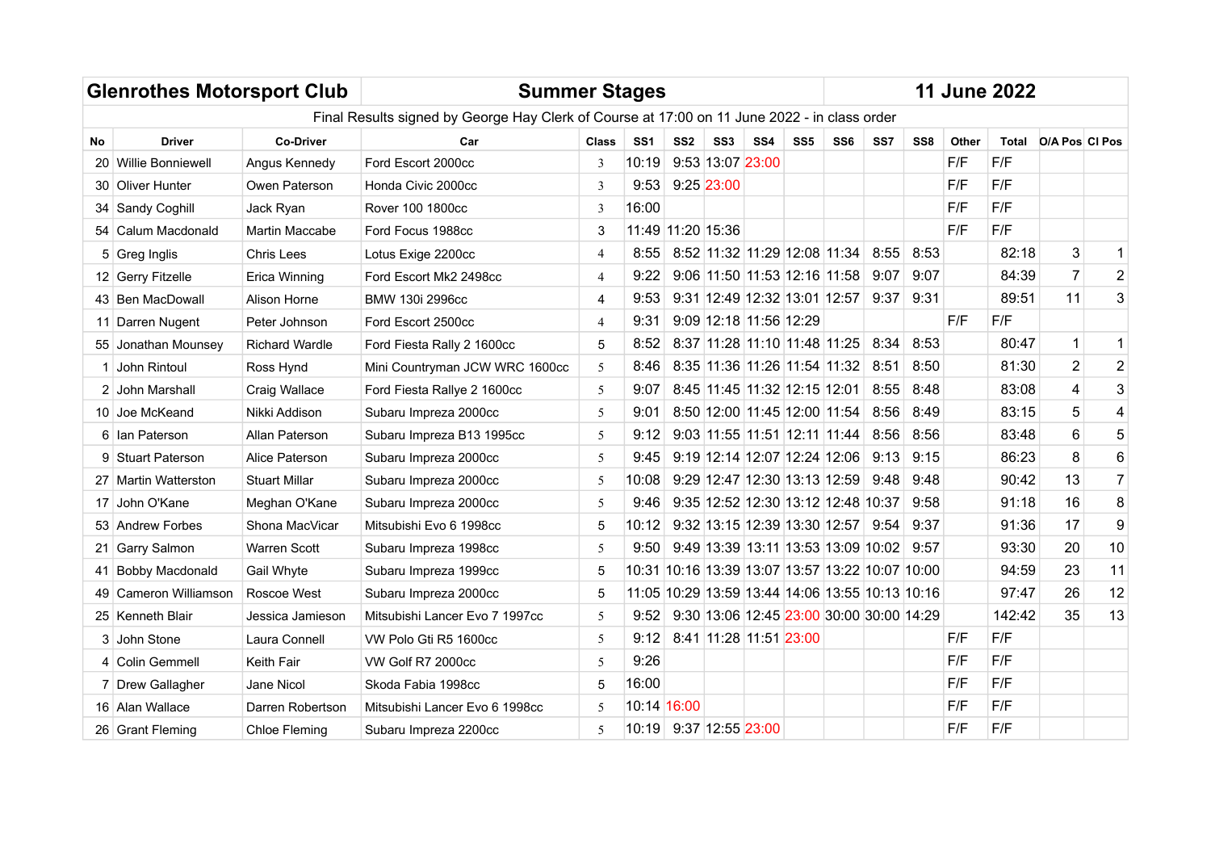| Glenrothes Motorsport Club | | | Summer Stages | | | | | | | | | | | 11 June 2022 | | |
|---|---|---|---|---|---|---|---|---|---|---|---|---|---|---|---|---|
| Final Results signed by George Hay Clerk of Course at 17:00 on 11 June 2022 - in class order | | | | | | | | | | | | | | | | |
| No | Driver | Co-Driver | Car | Class | SS1 | SS2 | SS3 | SS4 | SS5 | SS6 | SS7 | SS8 | Other | Total | O/A Pos | Cl Pos |
| 20 | Willie Bonniewell | Angus Kennedy | Ford Escort 2000cc | 3 | 10:19 | 9:53 | 13:07 | 23:00 | | | | | F/F | F/F | | |
| 30 | Oliver Hunter | Owen Paterson | Honda Civic 2000cc | 3 | 9:53 | 9:25 | 23:00 | | | | | | F/F | F/F | | |
| 34 | Sandy Coghill | Jack Ryan | Rover 100 1800cc | 3 | 16:00 | | | | | | | | F/F | F/F | | |
| 54 | Calum Macdonald | Martin Maccabe | Ford Focus 1988cc | 3 | 11:49 | 11:20 | 15:36 | | | | | | F/F | F/F | | |
| 5 | Greg Inglis | Chris Lees | Lotus Exige 2200cc | 4 | 8:55 | 8:52 | 11:32 | 11:29 | 12:08 | 11:34 | 8:55 | 8:53 | | 82:18 | 3 | 1 |
| 12 | Gerry Fitzelle | Erica Winning | Ford Escort Mk2 2498cc | 4 | 9:22 | 9:06 | 11:50 | 11:53 | 12:16 | 11:58 | 9:07 | 9:07 | | 84:39 | 7 | 2 |
| 43 | Ben MacDowall | Alison Horne | BMW 130i 2996cc | 4 | 9:53 | 9:31 | 12:49 | 12:32 | 13:01 | 12:57 | 9:37 | 9:31 | | 89:51 | 11 | 3 |
| 11 | Darren Nugent | Peter Johnson | Ford Escort 2500cc | 4 | 9:31 | 9:09 | 12:18 | 11:56 | 12:29 | | | | F/F | F/F | | |
| 55 | Jonathan Mounsey | Richard Wardle | Ford Fiesta Rally 2 1600cc | 5 | 8:52 | 8:37 | 11:28 | 11:10 | 11:48 | 11:25 | 8:34 | 8:53 | | 80:47 | 1 | 1 |
| 1 | John Rintoul | Ross Hynd | Mini Countryman JCW WRC 1600cc | 5 | 8:46 | 8:35 | 11:36 | 11:26 | 11:54 | 11:32 | 8:51 | 8:50 | | 81:30 | 2 | 2 |
| 2 | John Marshall | Craig Wallace | Ford Fiesta Rallye 2 1600cc | 5 | 9:07 | 8:45 | 11:45 | 11:32 | 12:15 | 12:01 | 8:55 | 8:48 | | 83:08 | 4 | 3 |
| 10 | Joe McKeand | Nikki Addison | Subaru Impreza 2000cc | 5 | 9:01 | 8:50 | 12:00 | 11:45 | 12:00 | 11:54 | 8:56 | 8:49 | | 83:15 | 5 | 4 |
| 6 | Ian Paterson | Allan Paterson | Subaru Impreza B13 1995cc | 5 | 9:12 | 9:03 | 11:55 | 11:51 | 12:11 | 11:44 | 8:56 | 8:56 | | 83:48 | 6 | 5 |
| 9 | Stuart Paterson | Alice Paterson | Subaru Impreza 2000cc | 5 | 9:45 | 9:19 | 12:14 | 12:07 | 12:24 | 12:06 | 9:13 | 9:15 | | 86:23 | 8 | 6 |
| 27 | Martin Watterston | Stuart Millar | Subaru Impreza 2000cc | 5 | 10:08 | 9:29 | 12:47 | 12:30 | 13:13 | 12:59 | 9:48 | 9:48 | | 90:42 | 13 | 7 |
| 17 | John O'Kane | Meghan O'Kane | Subaru Impreza 2000cc | 5 | 9:46 | 9:35 | 12:52 | 12:30 | 13:12 | 12:48 | 10:37 | 9:58 | | 91:18 | 16 | 8 |
| 53 | Andrew Forbes | Shona MacVicar | Mitsubishi Evo 6 1998cc | 5 | 10:12 | 9:32 | 13:15 | 12:39 | 13:30 | 12:57 | 9:54 | 9:37 | | 91:36 | 17 | 9 |
| 21 | Garry Salmon | Warren Scott | Subaru Impreza 1998cc | 5 | 9:50 | 9:49 | 13:39 | 13:11 | 13:53 | 13:09 | 10:02 | 9:57 | | 93:30 | 20 | 10 |
| 41 | Bobby Macdonald | Gail Whyte | Subaru Impreza 1999cc | 5 | 10:31 | 10:16 | 13:39 | 13:07 | 13:57 | 13:22 | 10:07 | 10:00 | | 94:59 | 23 | 11 |
| 49 | Cameron Williamson | Roscoe West | Subaru Impreza 2000cc | 5 | 11:05 | 10:29 | 13:59 | 13:44 | 14:06 | 13:55 | 10:13 | 10:16 | | 97:47 | 26 | 12 |
| 25 | Kenneth Blair | Jessica Jamieson | Mitsubishi Lancer Evo 7 1997cc | 5 | 9:52 | 9:30 | 13:06 | 12:45 | 23:00 | 30:00 | 30:00 | 14:29 | | 142:42 | 35 | 13 |
| 3 | John Stone | Laura Connell | VW Polo Gti R5 1600cc | 5 | 9:12 | 8:41 | 11:28 | 11:51 | 23:00 | | | | F/F | F/F | | |
| 4 | Colin Gemmell | Keith Fair | VW Golf R7 2000cc | 5 | 9:26 | | | | | | | | F/F | F/F | | |
| 7 | Drew Gallagher | Jane Nicol | Skoda Fabia 1998cc | 5 | 16:00 | | | | | | | | F/F | F/F | | |
| 16 | Alan Wallace | Darren Robertson | Mitsubishi Lancer Evo 6 1998cc | 5 | 10:14 | 16:00 | | | | | | | F/F | F/F | | |
| 26 | Grant Fleming | Chloe Fleming | Subaru Impreza 2200cc | 5 | 10:19 | 9:37 | 12:55 | 23:00 | | | | | F/F | F/F | | |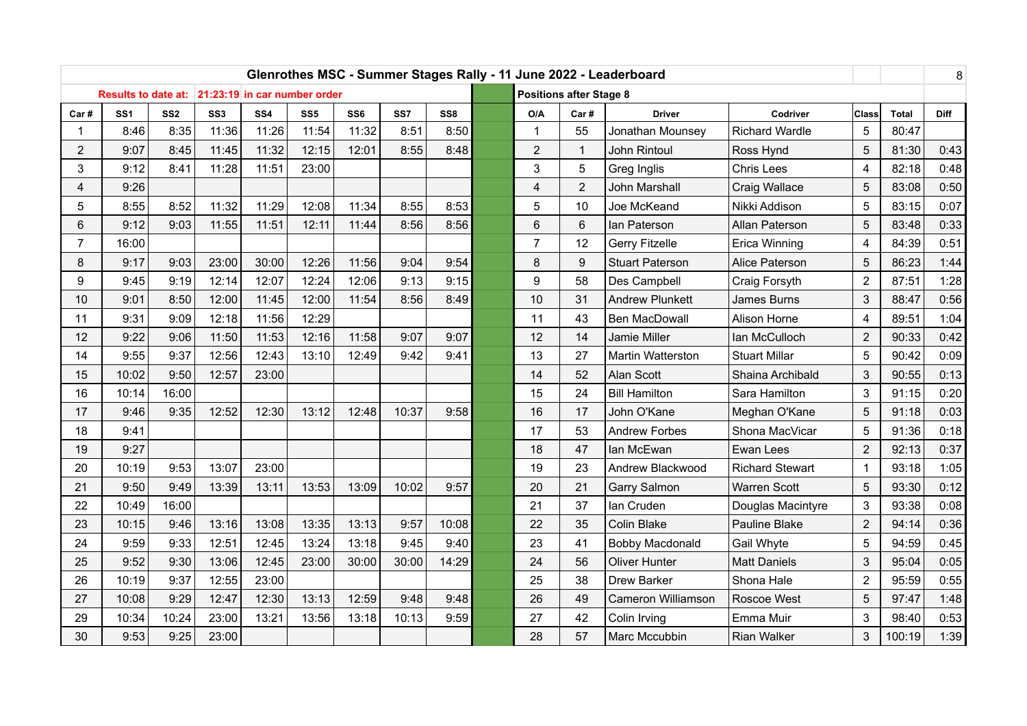# Glenrothes MSC - Summer Stages Rally - 11 June 2022 - Leaderboard

8

**Results to date at: 21:23:19 in car number order**

| Car # | SS1 | SS2 | SS3 | SS4 | SS5 | SS6 | SS7 | SS8 |
|---|---|---|---|---|---|---|---|---|
| 1 | 8:46 | 8:35 | 11:36 | 11:26 | 11:54 | 11:32 | 8:51 | 8:50 |
| 2 | 9:07 | 8:45 | 11:45 | 11:32 | 12:15 | 12:01 | 8:55 | 8:48 |
| 3 | 9:12 | 8:41 | 11:28 | 11:51 | 23:00 | | | |
| 4 | 9:26 | | | | | | | |
| 5 | 8:55 | 8:52 | 11:32 | 11:29 | 12:08 | 11:34 | 8:55 | 8:53 |
| 6 | 9:12 | 9:03 | 11:55 | 11:51 | 12:11 | 11:44 | 8:56 | 8:56 |
| 7 | 16:00 | | | | | | | |
| 8 | 9:17 | 9:03 | 23:00 | 30:00 | 12:26 | 11:56 | 9:04 | 9:54 |
| 9 | 9:45 | 9:19 | 12:14 | 12:07 | 12:24 | 12:06 | 9:13 | 9:15 |
| 10 | 9:01 | 8:50 | 12:00 | 11:45 | 12:00 | 11:54 | 8:56 | 8:49 |
| 11 | 9:31 | 9:09 | 12:18 | 11:56 | 12:29 | | | |
| 12 | 9:22 | 9:06 | 11:50 | 11:53 | 12:16 | 11:58 | 9:07 | 9:07 |
| 14 | 9:55 | 9:37 | 12:56 | 12:43 | 13:10 | 12:49 | 9:42 | 9:41 |
| 15 | 10:02 | 9:50 | 12:57 | 23:00 | | | | |
| 16 | 10:14 | 16:00 | | | | | | |
| 17 | 9:46 | 9:35 | 12:52 | 12:30 | 13:12 | 12:48 | 10:37 | 9:58 |
| 18 | 9:41 | | | | | | | |
| 19 | 9:27 | | | | | | | |
| 20 | 10:19 | 9:53 | 13:07 | 23:00 | | | | |
| 21 | 9:50 | 9:49 | 13:39 | 13:11 | 13:53 | 13:09 | 10:02 | 9:57 |
| 22 | 10:49 | 16:00 | | | | | | |
| 23 | 10:15 | 9:46 | 13:16 | 13:08 | 13:35 | 13:13 | 9:57 | 10:08 |
| 24 | 9:59 | 9:33 | 12:51 | 12:45 | 13:24 | 13:18 | 9:45 | 9:40 |
| 25 | 9:52 | 9:30 | 13:06 | 12:45 | 23:00 | 30:00 | 30:00 | 14:29 |
| 26 | 10:19 | 9:37 | 12:55 | 23:00 | | | | |
| 27 | 10:08 | 9:29 | 12:47 | 12:30 | 13:13 | 12:59 | 9:48 | 9:48 |
| 29 | 10:34 | 10:24 | 23:00 | 13:21 | 13:56 | 13:18 | 10:13 | 9:59 |
| 30 | 9:53 | 9:25 | 23:00 | | | | | |

**Positions after Stage 8**

| O/A | Car # | Driver | Codriver | Class | Total | Diff |
|---|---|---|---|---|---|---|
| 1 | 55 | Jonathan Mounsey | Richard Wardle | 5 | 80:47 | |
| 2 | 1 | John Rintoul | Ross Hynd | 5 | 81:30 | 0:43 |
| 3 | 5 | Greg Inglis | Chris Lees | 4 | 82:18 | 0:48 |
| 4 | 2 | John Marshall | Craig Wallace | 5 | 83:08 | 0:50 |
| 5 | 10 | Joe McKeand | Nikki Addison | 5 | 83:15 | 0:07 |
| 6 | 6 | Ian Paterson | Allan Paterson | 5 | 83:48 | 0:33 |
| 7 | 12 | Gerry Fitzelle | Erica Winning | 4 | 84:39 | 0:51 |
| 8 | 9 | Stuart Paterson | Alice Paterson | 5 | 86:23 | 1:44 |
| 9 | 58 | Des Campbell | Craig Forsyth | 2 | 87:51 | 1:28 |
| 10 | 31 | Andrew Plunkett | James Burns | 3 | 88:47 | 0:56 |
| 11 | 43 | Ben MacDowall | Alison Horne | 4 | 89:51 | 1:04 |
| 12 | 14 | Jamie Miller | Ian McCulloch | 2 | 90:33 | 0:42 |
| 13 | 27 | Martin Watterston | Stuart Millar | 5 | 90:42 | 0:09 |
| 14 | 52 | Alan Scott | Shaina Archibald | 3 | 90:55 | 0:13 |
| 15 | 24 | Bill Hamilton | Sara Hamilton | 3 | 91:15 | 0:20 |
| 16 | 17 | John O'Kane | Meghan O'Kane | 5 | 91:18 | 0:03 |
| 17 | 53 | Andrew Forbes | Shona MacVicar | 5 | 91:36 | 0:18 |
| 18 | 47 | Ian McEwan | Ewan Lees | 2 | 92:13 | 0:37 |
| 19 | 23 | Andrew Blackwood | Richard Stewart | 1 | 93:18 | 1:05 |
| 20 | 21 | Garry Salmon | Warren Scott | 5 | 93:30 | 0:12 |
| 21 | 37 | Ian Cruden | Douglas Macintyre | 3 | 93:38 | 0:08 |
| 22 | 35 | Colin Blake | Pauline Blake | 2 | 94:14 | 0:36 |
| 23 | 41 | Bobby Macdonald | Gail Whyte | 5 | 94:59 | 0:45 |
| 24 | 56 | Oliver Hunter | Matt Daniels | 3 | 95:04 | 0:05 |
| 25 | 38 | Drew Barker | Shona Hale | 2 | 95:59 | 0:55 |
| 26 | 49 | Cameron Williamson | Roscoe West | 5 | 97:47 | 1:48 |
| 27 | 42 | Colin Irving | Emma Muir | 3 | 98:40 | 0:53 |
| 28 | 57 | Marc Mccubbin | Rian Walker | 3 | 100:19 | 1:39 |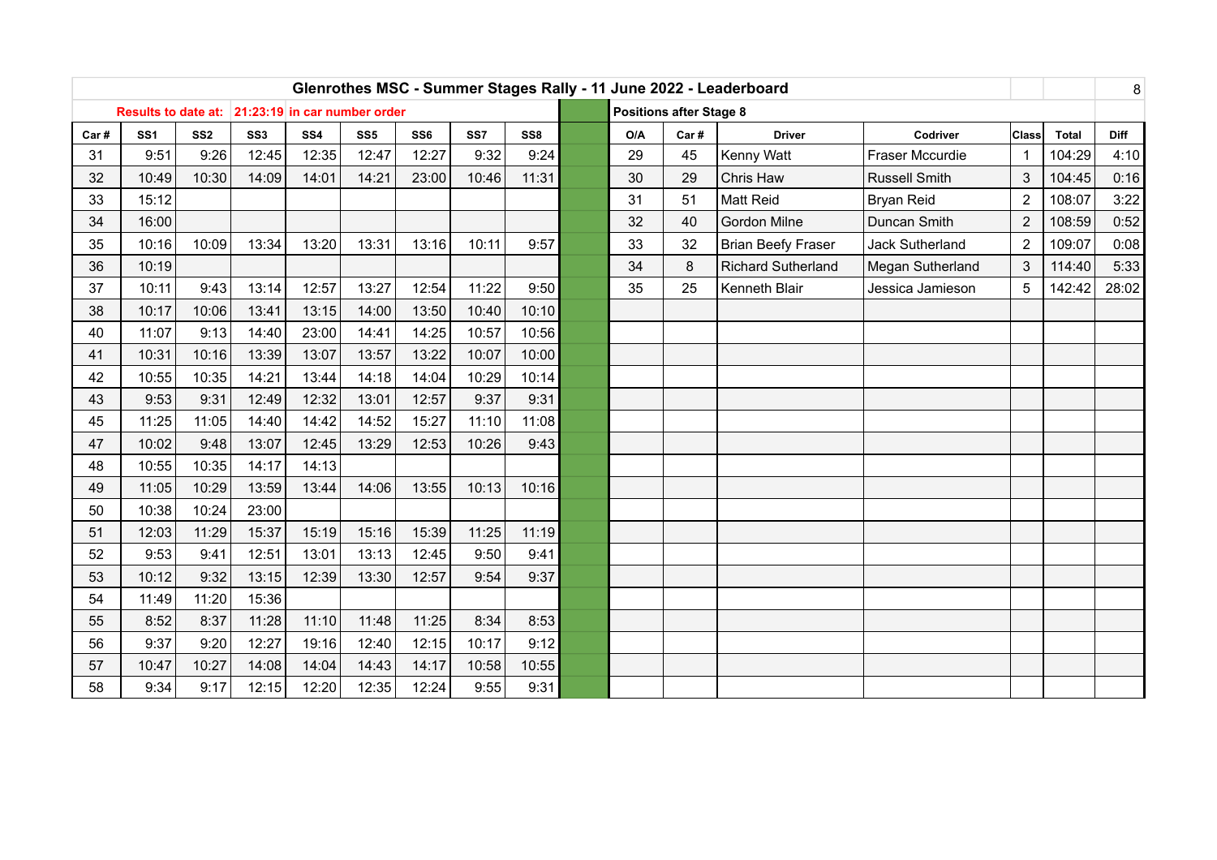# Glenrothes MSC - Summer Stages Rally - 11 June 2022 - Leaderboard

**Results to date at: 21:23:19 in car number order**

**Positions after Stage 8**

| Car # | SS1 | SS2 | SS3 | SS4 | SS5 | SS6 | SS7 | SS8 | | O/A | Car # | Driver | Codriver | Class | Total | Diff |
|---|---|---|---|---|---|---|---|---|---|---|---|---|---|---|---|---|
| 31 | 9:51 | 9:26 | 12:45 | 12:35 | 12:47 | 12:27 | 9:32 | 9:24 | | 29 | 45 | Kenny Watt | Fraser Mccurdie | 1 | 104:29 | 4:10 |
| 32 | 10:49 | 10:30 | 14:09 | 14:01 | 14:21 | 23:00 | 10:46 | 11:31 | | 30 | 29 | Chris Haw | Russell Smith | 3 | 104:45 | 0:16 |
| 33 | 15:12 | | | | | | | | | 31 | 51 | Matt Reid | Bryan Reid | 2 | 108:07 | 3:22 |
| 34 | 16:00 | | | | | | | | | 32 | 40 | Gordon Milne | Duncan Smith | 2 | 108:59 | 0:52 |
| 35 | 10:16 | 10:09 | 13:34 | 13:20 | 13:31 | 13:16 | 10:11 | 9:57 | | 33 | 32 | Brian Beefy Fraser | Jack Sutherland | 2 | 109:07 | 0:08 |
| 36 | 10:19 | | | | | | | | | 34 | 8 | Richard Sutherland | Megan Sutherland | 3 | 114:40 | 5:33 |
| 37 | 10:11 | 9:43 | 13:14 | 12:57 | 13:27 | 12:54 | 11:22 | 9:50 | | 35 | 25 | Kenneth Blair | Jessica Jamieson | 5 | 142:42 | 28:02 |
| 38 | 10:17 | 10:06 | 13:41 | 13:15 | 14:00 | 13:50 | 10:40 | 10:10 | | | | | | | | |
| 40 | 11:07 | 9:13 | 14:40 | 23:00 | 14:41 | 14:25 | 10:57 | 10:56 | | | | | | | | |
| 41 | 10:31 | 10:16 | 13:39 | 13:07 | 13:57 | 13:22 | 10:07 | 10:00 | | | | | | | | |
| 42 | 10:55 | 10:35 | 14:21 | 13:44 | 14:18 | 14:04 | 10:29 | 10:14 | | | | | | | | |
| 43 | 9:53 | 9:31 | 12:49 | 12:32 | 13:01 | 12:57 | 9:37 | 9:31 | | | | | | | | |
| 45 | 11:25 | 11:05 | 14:40 | 14:42 | 14:52 | 15:27 | 11:10 | 11:08 | | | | | | | | |
| 47 | 10:02 | 9:48 | 13:07 | 12:45 | 13:29 | 12:53 | 10:26 | 9:43 | | | | | | | | |
| 48 | 10:55 | 10:35 | 14:17 | 14:13 | | | | | | | | | | | | |
| 49 | 11:05 | 10:29 | 13:59 | 13:44 | 14:06 | 13:55 | 10:13 | 10:16 | | | | | | | | |
| 50 | 10:38 | 10:24 | 23:00 | | | | | | | | | | | | | |
| 51 | 12:03 | 11:29 | 15:37 | 15:19 | 15:16 | 15:39 | 11:25 | 11:19 | | | | | | | | |
| 52 | 9:53 | 9:41 | 12:51 | 13:01 | 13:13 | 12:45 | 9:50 | 9:41 | | | | | | | | |
| 53 | 10:12 | 9:32 | 13:15 | 12:39 | 13:30 | 12:57 | 9:54 | 9:37 | | | | | | | | |
| 54 | 11:49 | 11:20 | 15:36 | | | | | | | | | | | | | |
| 55 | 8:52 | 8:37 | 11:28 | 11:10 | 11:48 | 11:25 | 8:34 | 8:53 | | | | | | | | |
| 56 | 9:37 | 9:20 | 12:27 | 19:16 | 12:40 | 12:15 | 10:17 | 9:12 | | | | | | | | |
| 57 | 10:47 | 10:27 | 14:08 | 14:04 | 14:43 | 14:17 | 10:58 | 10:55 | | | | | | | | |
| 58 | 9:34 | 9:17 | 12:15 | 12:20 | 12:35 | 12:24 | 9:55 | 9:31 | | | | | | | | |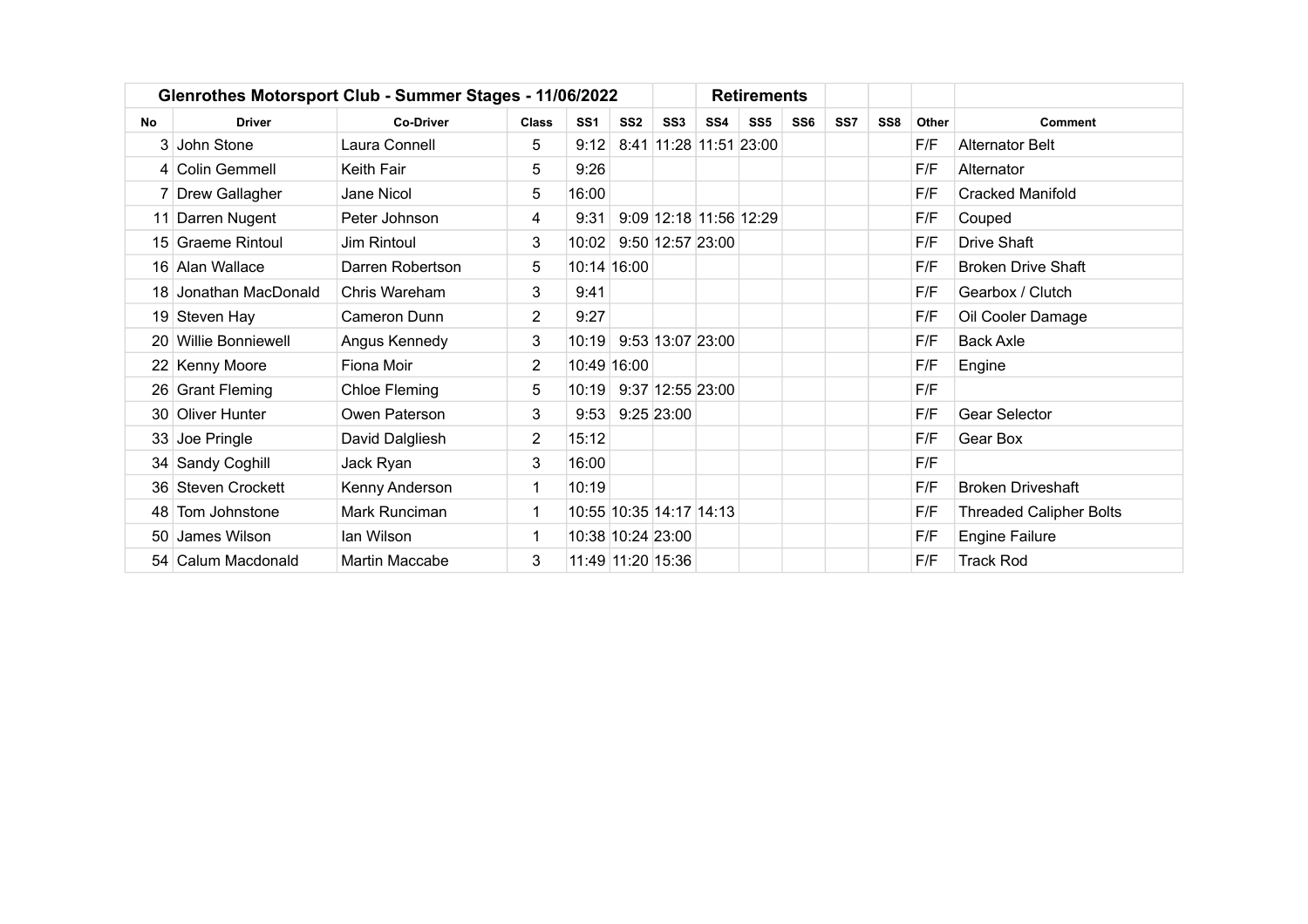| Glenrothes Motorsport Club - Summer Stages - 11/06/2022 | | | | | | | Retirements | | | | | | |
|---|---|---|---|---|---|---|---|---|---|---|---|---|---|
| No | Driver | Co-Driver | Class | SS1 | SS2 | SS3 | SS4 | SS5 | SS6 | SS7 | SS8 | Other | Comment |
| 3 | John Stone | Laura Connell | 5 | 9:12 | 8:41 | 11:28 | 11:51 | 23:00 | | | | F/F | Alternator Belt |
| 4 | Colin Gemmell | Keith Fair | 5 | 9:26 | | | | | | | | F/F | Alternator |
| 7 | Drew Gallagher | Jane Nicol | 5 | 16:00 | | | | | | | | F/F | Cracked Manifold |
| 11 | Darren Nugent | Peter Johnson | 4 | 9:31 | 9:09 | 12:18 | 11:56 | 12:29 | | | | F/F | Couped |
| 15 | Graeme Rintoul | Jim Rintoul | 3 | 10:02 | 9:50 | 12:57 | 23:00 | | | | | F/F | Drive Shaft |
| 16 | Alan Wallace | Darren Robertson | 5 | 10:14 | 16:00 | | | | | | | F/F | Broken Drive Shaft |
| 18 | Jonathan MacDonald | Chris Wareham | 3 | 9:41 | | | | | | | | F/F | Gearbox / Clutch |
| 19 | Steven Hay | Cameron Dunn | 2 | 9:27 | | | | | | | | F/F | Oil Cooler Damage |
| 20 | Willie Bonniewell | Angus Kennedy | 3 | 10:19 | 9:53 | 13:07 | 23:00 | | | | | F/F | Back Axle |
| 22 | Kenny Moore | Fiona Moir | 2 | 10:49 | 16:00 | | | | | | | F/F | Engine |
| 26 | Grant Fleming | Chloe Fleming | 5 | 10:19 | 9:37 | 12:55 | 23:00 | | | | | F/F | |
| 30 | Oliver Hunter | Owen Paterson | 3 | 9:53 | 9:25 | 23:00 | | | | | | F/F | Gear Selector |
| 33 | Joe Pringle | David Dalgliesh | 2 | 15:12 | | | | | | | | F/F | Gear Box |
| 34 | Sandy Coghill | Jack Ryan | 3 | 16:00 | | | | | | | | F/F | |
| 36 | Steven Crockett | Kenny Anderson | 1 | 10:19 | | | | | | | | F/F | Broken Driveshaft |
| 48 | Tom Johnstone | Mark Runciman | 1 | 10:55 | 10:35 | 14:17 | 14:13 | | | | | F/F | Threaded Calipher Bolts |
| 50 | James Wilson | Ian Wilson | 1 | 10:38 | 10:24 | 23:00 | | | | | | F/F | Engine Failure |
| 54 | Calum Macdonald | Martin Maccabe | 3 | 11:49 | 11:20 | 15:36 | | | | | | F/F | Track Rod |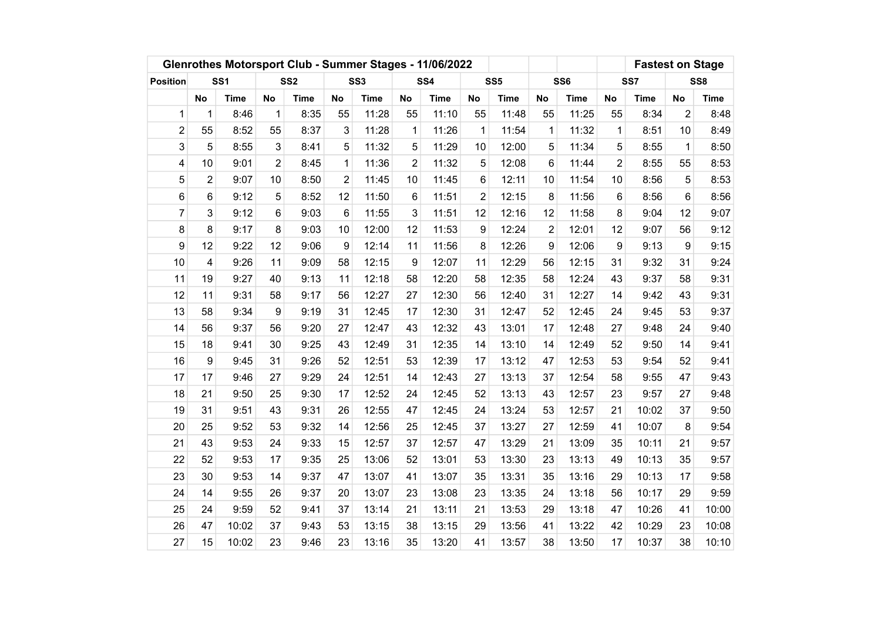| Glenrothes Motorsport Club - Summer Stages - 11/06/2022 | | | | | | | | | | | | | | | Fastest on Stage | |
|---|---|---|---|---|---|---|---|---|---|---|---|---|---|---|---|---|
| Position | SS1 | | SS2 | | SS3 | | SS4 | | SS5 | | SS6 | | SS7 | | SS8 | |
| | No | Time | No | Time | No | Time | No | Time | No | Time | No | Time | No | Time | No | Time |
| 1 | 1 | 8:46 | 1 | 8:35 | 55 | 11:28 | 55 | 11:10 | 55 | 11:48 | 55 | 11:25 | 55 | 8:34 | 2 | 8:48 |
| 2 | 55 | 8:52 | 55 | 8:37 | 3 | 11:28 | 1 | 11:26 | 1 | 11:54 | 1 | 11:32 | 1 | 8:51 | 10 | 8:49 |
| 3 | 5 | 8:55 | 3 | 8:41 | 5 | 11:32 | 5 | 11:29 | 10 | 12:00 | 5 | 11:34 | 5 | 8:55 | 1 | 8:50 |
| 4 | 10 | 9:01 | 2 | 8:45 | 1 | 11:36 | 2 | 11:32 | 5 | 12:08 | 6 | 11:44 | 2 | 8:55 | 55 | 8:53 |
| 5 | 2 | 9:07 | 10 | 8:50 | 2 | 11:45 | 10 | 11:45 | 6 | 12:11 | 10 | 11:54 | 10 | 8:56 | 5 | 8:53 |
| 6 | 6 | 9:12 | 5 | 8:52 | 12 | 11:50 | 6 | 11:51 | 2 | 12:15 | 8 | 11:56 | 6 | 8:56 | 6 | 8:56 |
| 7 | 3 | 9:12 | 6 | 9:03 | 6 | 11:55 | 3 | 11:51 | 12 | 12:16 | 12 | 11:58 | 8 | 9:04 | 12 | 9:07 |
| 8 | 8 | 9:17 | 8 | 9:03 | 10 | 12:00 | 12 | 11:53 | 9 | 12:24 | 2 | 12:01 | 12 | 9:07 | 56 | 9:12 |
| 9 | 12 | 9:22 | 12 | 9:06 | 9 | 12:14 | 11 | 11:56 | 8 | 12:26 | 9 | 12:06 | 9 | 9:13 | 9 | 9:15 |
| 10 | 4 | 9:26 | 11 | 9:09 | 58 | 12:15 | 9 | 12:07 | 11 | 12:29 | 56 | 12:15 | 31 | 9:32 | 31 | 9:24 |
| 11 | 19 | 9:27 | 40 | 9:13 | 11 | 12:18 | 58 | 12:20 | 58 | 12:35 | 58 | 12:24 | 43 | 9:37 | 58 | 9:31 |
| 12 | 11 | 9:31 | 58 | 9:17 | 56 | 12:27 | 27 | 12:30 | 56 | 12:40 | 31 | 12:27 | 14 | 9:42 | 43 | 9:31 |
| 13 | 58 | 9:34 | 9 | 9:19 | 31 | 12:45 | 17 | 12:30 | 31 | 12:47 | 52 | 12:45 | 24 | 9:45 | 53 | 9:37 |
| 14 | 56 | 9:37 | 56 | 9:20 | 27 | 12:47 | 43 | 12:32 | 43 | 13:01 | 17 | 12:48 | 27 | 9:48 | 24 | 9:40 |
| 15 | 18 | 9:41 | 30 | 9:25 | 43 | 12:49 | 31 | 12:35 | 14 | 13:10 | 14 | 12:49 | 52 | 9:50 | 14 | 9:41 |
| 16 | 9 | 9:45 | 31 | 9:26 | 52 | 12:51 | 53 | 12:39 | 17 | 13:12 | 47 | 12:53 | 53 | 9:54 | 52 | 9:41 |
| 17 | 17 | 9:46 | 27 | 9:29 | 24 | 12:51 | 14 | 12:43 | 27 | 13:13 | 37 | 12:54 | 58 | 9:55 | 47 | 9:43 |
| 18 | 21 | 9:50 | 25 | 9:30 | 17 | 12:52 | 24 | 12:45 | 52 | 13:13 | 43 | 12:57 | 23 | 9:57 | 27 | 9:48 |
| 19 | 31 | 9:51 | 43 | 9:31 | 26 | 12:55 | 47 | 12:45 | 24 | 13:24 | 53 | 12:57 | 21 | 10:02 | 37 | 9:50 |
| 20 | 25 | 9:52 | 53 | 9:32 | 14 | 12:56 | 25 | 12:45 | 37 | 13:27 | 27 | 12:59 | 41 | 10:07 | 8 | 9:54 |
| 21 | 43 | 9:53 | 24 | 9:33 | 15 | 12:57 | 37 | 12:57 | 47 | 13:29 | 21 | 13:09 | 35 | 10:11 | 21 | 9:57 |
| 22 | 52 | 9:53 | 17 | 9:35 | 25 | 13:06 | 52 | 13:01 | 53 | 13:30 | 23 | 13:13 | 49 | 10:13 | 35 | 9:57 |
| 23 | 30 | 9:53 | 14 | 9:37 | 47 | 13:07 | 41 | 13:07 | 35 | 13:31 | 35 | 13:16 | 29 | 10:13 | 17 | 9:58 |
| 24 | 14 | 9:55 | 26 | 9:37 | 20 | 13:07 | 23 | 13:08 | 23 | 13:35 | 24 | 13:18 | 56 | 10:17 | 29 | 9:59 |
| 25 | 24 | 9:59 | 52 | 9:41 | 37 | 13:14 | 21 | 13:11 | 21 | 13:53 | 29 | 13:18 | 47 | 10:26 | 41 | 10:00 |
| 26 | 47 | 10:02 | 37 | 9:43 | 53 | 13:15 | 38 | 13:15 | 29 | 13:56 | 41 | 13:22 | 42 | 10:29 | 23 | 10:08 |
| 27 | 15 | 10:02 | 23 | 9:46 | 23 | 13:16 | 35 | 13:20 | 41 | 13:57 | 38 | 13:50 | 17 | 10:37 | 38 | 10:10 |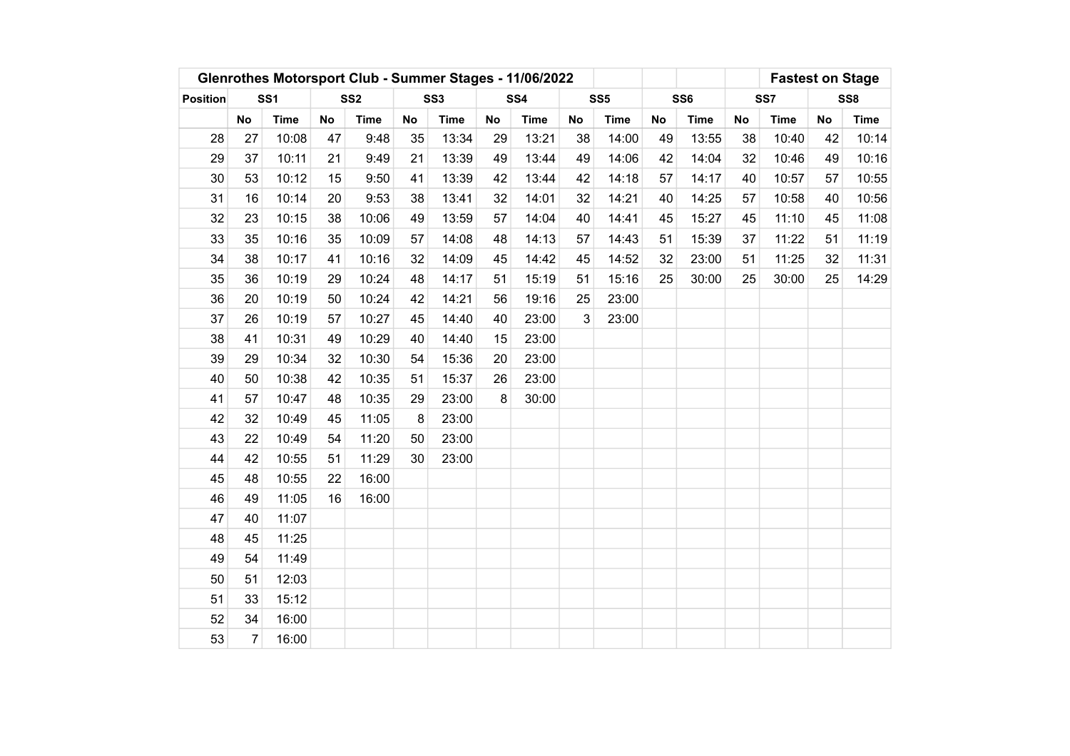| Glenrothes Motorsport Club - Summer Stages - 11/06/2022 | | | | | | | | | | | | | | | Fastest on Stage | |
|---|---|---|---|---|---|---|---|---|---|---|---|---|---|---|---|---|
| **Position** | **SS1** | | **SS2** | | **SS3** | | **SS4** | | **SS5** | | **SS6** | | **SS7** | | **SS8** | |
| | **No** | **Time** | **No** | **Time** | **No** | **Time** | **No** | **Time** | **No** | **Time** | **No** | **Time** | **No** | **Time** | **No** | **Time** |
| 28 | 27 | 10:08 | 47 | 9:48 | 35 | 13:34 | 29 | 13:21 | 38 | 14:00 | 49 | 13:55 | 38 | 10:40 | 42 | 10:14 |
| 29 | 37 | 10:11 | 21 | 9:49 | 21 | 13:39 | 49 | 13:44 | 49 | 14:06 | 42 | 14:04 | 32 | 10:46 | 49 | 10:16 |
| 30 | 53 | 10:12 | 15 | 9:50 | 41 | 13:39 | 42 | 13:44 | 42 | 14:18 | 57 | 14:17 | 40 | 10:57 | 57 | 10:55 |
| 31 | 16 | 10:14 | 20 | 9:53 | 38 | 13:41 | 32 | 14:01 | 32 | 14:21 | 40 | 14:25 | 57 | 10:58 | 40 | 10:56 |
| 32 | 23 | 10:15 | 38 | 10:06 | 49 | 13:59 | 57 | 14:04 | 40 | 14:41 | 45 | 15:27 | 45 | 11:10 | 45 | 11:08 |
| 33 | 35 | 10:16 | 35 | 10:09 | 57 | 14:08 | 48 | 14:13 | 57 | 14:43 | 51 | 15:39 | 37 | 11:22 | 51 | 11:19 |
| 34 | 38 | 10:17 | 41 | 10:16 | 32 | 14:09 | 45 | 14:42 | 45 | 14:52 | 32 | 23:00 | 51 | 11:25 | 32 | 11:31 |
| 35 | 36 | 10:19 | 29 | 10:24 | 48 | 14:17 | 51 | 15:19 | 51 | 15:16 | 25 | 30:00 | 25 | 30:00 | 25 | 14:29 |
| 36 | 20 | 10:19 | 50 | 10:24 | 42 | 14:21 | 56 | 19:16 | 25 | 23:00 | | | | | | |
| 37 | 26 | 10:19 | 57 | 10:27 | 45 | 14:40 | 40 | 23:00 | 3 | 23:00 | | | | | | |
| 38 | 41 | 10:31 | 49 | 10:29 | 40 | 14:40 | 15 | 23:00 | | | | | | | | |
| 39 | 29 | 10:34 | 32 | 10:30 | 54 | 15:36 | 20 | 23:00 | | | | | | | | |
| 40 | 50 | 10:38 | 42 | 10:35 | 51 | 15:37 | 26 | 23:00 | | | | | | | | |
| 41 | 57 | 10:47 | 48 | 10:35 | 29 | 23:00 | 8 | 30:00 | | | | | | | | |
| 42 | 32 | 10:49 | 45 | 11:05 | 8 | 23:00 | | | | | | | | | | |
| 43 | 22 | 10:49 | 54 | 11:20 | 50 | 23:00 | | | | | | | | | | |
| 44 | 42 | 10:55 | 51 | 11:29 | 30 | 23:00 | | | | | | | | | | |
| 45 | 48 | 10:55 | 22 | 16:00 | | | | | | | | | | | | |
| 46 | 49 | 11:05 | 16 | 16:00 | | | | | | | | | | | | |
| 47 | 40 | 11:07 | | | | | | | | | | | | | | |
| 48 | 45 | 11:25 | | | | | | | | | | | | | | |
| 49 | 54 | 11:49 | | | | | | | | | | | | | | |
| 50 | 51 | 12:03 | | | | | | | | | | | | | | |
| 51 | 33 | 15:12 | | | | | | | | | | | | | | |
| 52 | 34 | 16:00 | | | | | | | | | | | | | | |
| 53 | 7 | 16:00 | | | | | | | | | | | | | | |